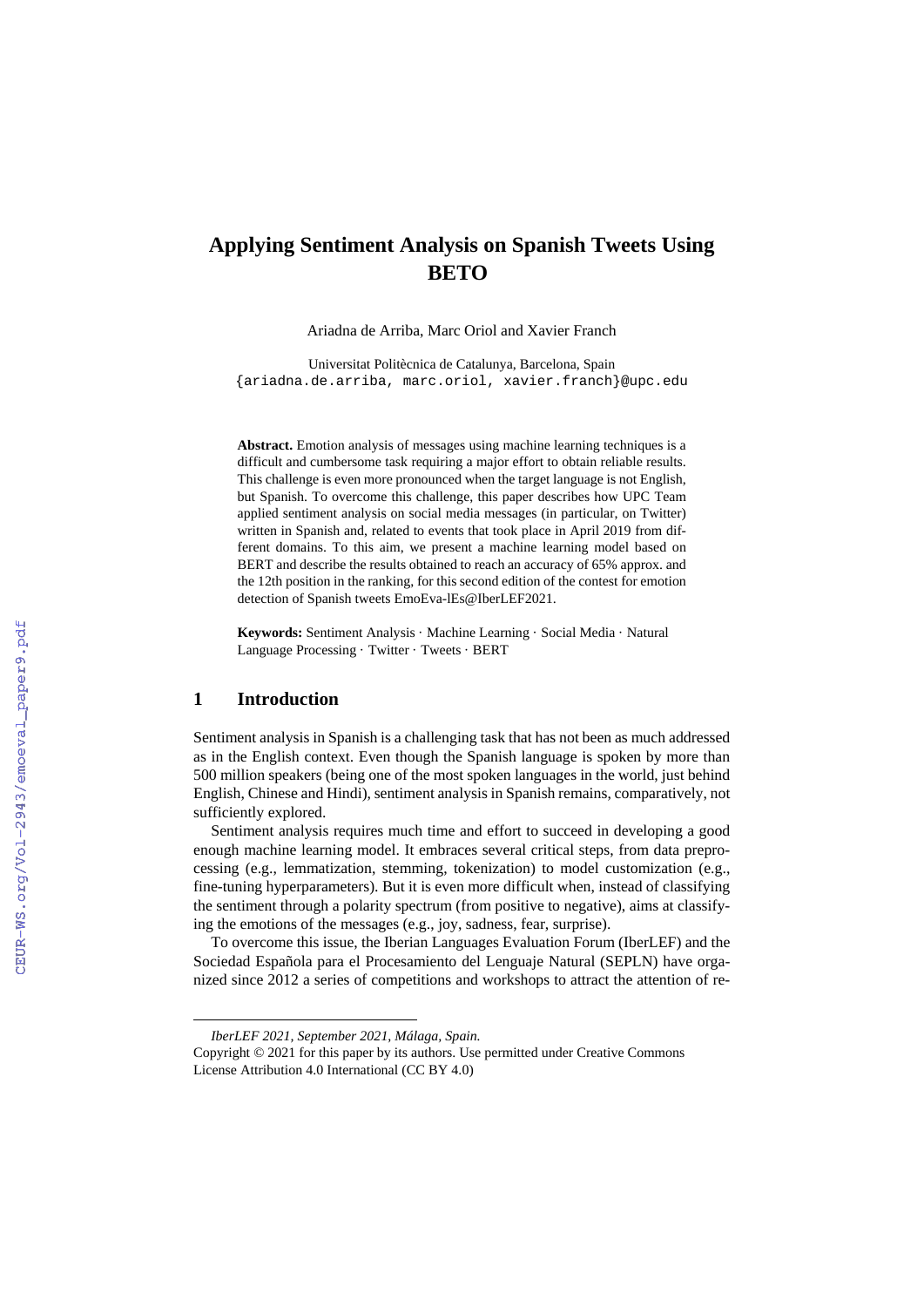# Applying Sentiment Analysis on Spanish Tweets Using BETO

Ariadna de Arriba, Marc Oriol and Xavier Franch

Universitat Politècnica de Catalunya, Barcelona, Spain
{ariadna.de.arriba, marc.oriol, xavier.franch}@upc.edu

**Abstract.** Emotion analysis of messages using machine learning techniques is a difficult and cumbersome task requiring a major effort to obtain reliable results. This challenge is even more pronounced when the target language is not English, but Spanish. To overcome this challenge, this paper describes how UPC Team applied sentiment analysis on social media messages (in particular, on Twitter) written in Spanish and, related to events that took place in April 2019 from different domains. To this aim, we present a machine learning model based on BERT and describe the results obtained to reach an accuracy of 65% approx. and the 12th position in the ranking, for this second edition of the contest for emotion detection of Spanish tweets EmoEva-lEs@IberLEF2021.

**Keywords:** Sentiment Analysis · Machine Learning · Social Media · Natural Language Processing · Twitter · Tweets · BERT

## 1 Introduction

Sentiment analysis in Spanish is a challenging task that has not been as much addressed as in the English context. Even though the Spanish language is spoken by more than 500 million speakers (being one of the most spoken languages in the world, just behind English, Chinese and Hindi), sentiment analysis in Spanish remains, comparatively, not sufficiently explored.

Sentiment analysis requires much time and effort to succeed in developing a good enough machine learning model. It embraces several critical steps, from data preprocessing (e.g., lemmatization, stemming, tokenization) to model customization (e.g., fine-tuning hyperparameters). But it is even more difficult when, instead of classifying the sentiment through a polarity spectrum (from positive to negative), aims at classifying the emotions of the messages (e.g., joy, sadness, fear, surprise).

To overcome this issue, the Iberian Languages Evaluation Forum (IberLEF) and the Sociedad Española para el Procesamiento del Lenguaje Natural (SEPLN) have organized since 2012 a series of competitions and workshops to attract the attention of re-

---

*IberLEF 2021, September 2021, Málaga, Spain.*
Copyright © 2021 for this paper by its authors. Use permitted under Creative Commons License Attribution 4.0 International (CC BY 4.0)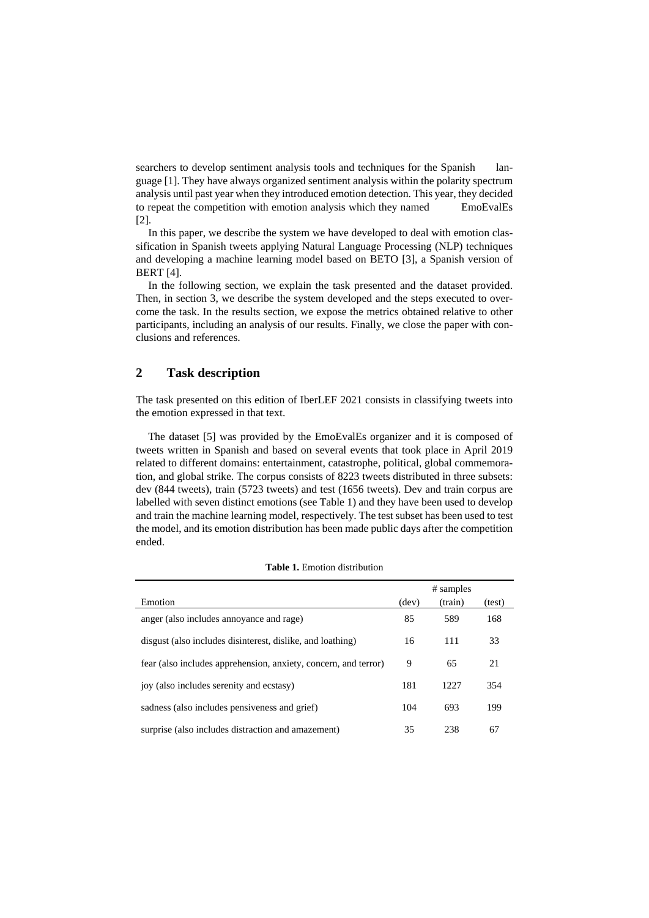searchers to develop sentiment analysis tools and techniques for the Spanish language [1]. They have always organized sentiment analysis within the polarity spectrum analysis until past year when they introduced emotion detection. This year, they decided to repeat the competition with emotion analysis which they named EmoEvalEs [2].

In this paper, we describe the system we have developed to deal with emotion classification in Spanish tweets applying Natural Language Processing (NLP) techniques and developing a machine learning model based on BETO [3], a Spanish version of BERT [4].

In the following section, we explain the task presented and the dataset provided. Then, in section 3, we describe the system developed and the steps executed to overcome the task. In the results section, we expose the metrics obtained relative to other participants, including an analysis of our results. Finally, we close the paper with conclusions and references.

## 2 Task description

The task presented on this edition of IberLEF 2021 consists in classifying tweets into the emotion expressed in that text.

The dataset [5] was provided by the EmoEvalEs organizer and it is composed of tweets written in Spanish and based on several events that took place in April 2019 related to different domains: entertainment, catastrophe, political, global commemoration, and global strike. The corpus consists of 8223 tweets distributed in three subsets: dev (844 tweets), train (5723 tweets) and test (1656 tweets). Dev and train corpus are labelled with seven distinct emotions (see Table 1) and they have been used to develop and train the machine learning model, respectively. The test subset has been used to test the model, and its emotion distribution has been made public days after the competition ended.

**Table 1.** Emotion distribution

| | # samples | | |
|---|---|---|---|
| Emotion | (dev) | (train) | (test) |
| anger (also includes annoyance and rage) | 85 | 589 | 168 |
| disgust (also includes disinterest, dislike, and loathing) | 16 | 111 | 33 |
| fear (also includes apprehension, anxiety, concern, and terror) | 9 | 65 | 21 |
| joy (also includes serenity and ecstasy) | 181 | 1227 | 354 |
| sadness (also includes pensiveness and grief) | 104 | 693 | 199 |
| surprise (also includes distraction and amazement) | 35 | 238 | 67 |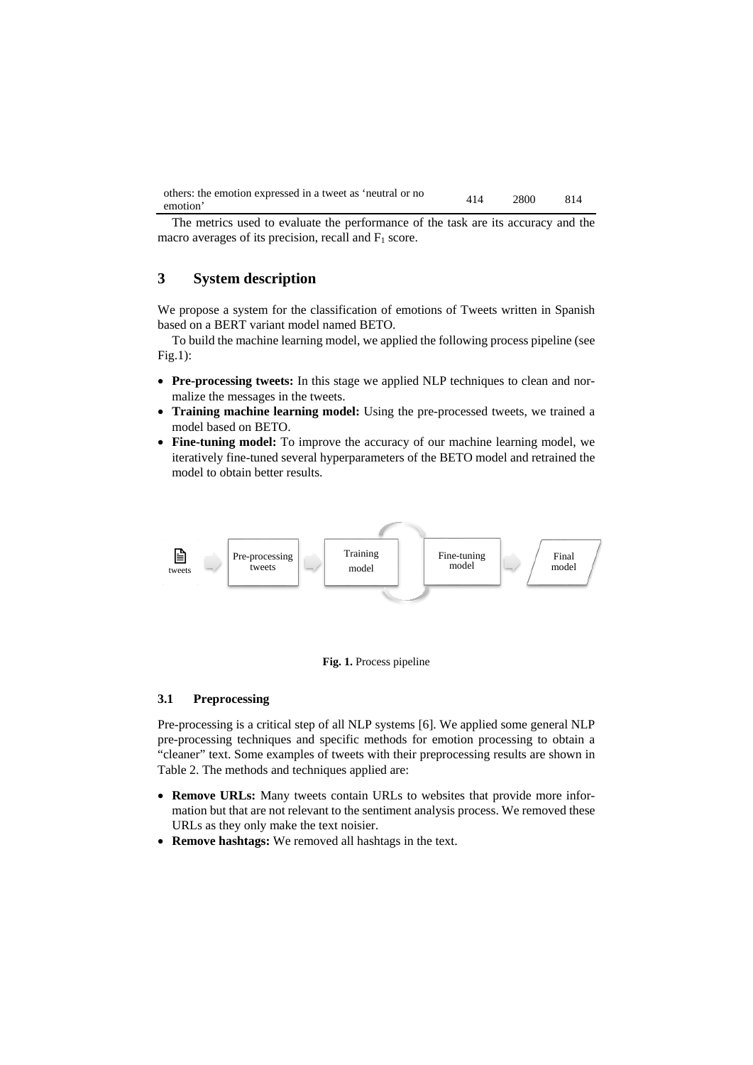| others: the emotion expressed in a tweet as 'neutral or no emotion' | 414 | 2800 | 814 |
|---|---|---|---|

The metrics used to evaluate the performance of the task are its accuracy and the macro averages of its precision, recall and $F_1$ score.

## 3 System description

We propose a system for the classification of emotions of Tweets written in Spanish based on a BERT variant model named BETO.

To build the machine learning model, we applied the following process pipeline (see Fig.1):

- **Pre-processing tweets:** In this stage we applied NLP techniques to clean and normalize the messages in the tweets.
- **Training machine learning model:** Using the pre-processed tweets, we trained a model based on BETO.
- **Fine-tuning model:** To improve the accuracy of our machine learning model, we iteratively fine-tuned several hyperparameters of the BETO model and retrained the model to obtain better results.

tweets → Pre-processing tweets → Training model ⟲ Fine-tuning model → Final model

**Fig. 1.** Process pipeline

### 3.1 Preprocessing

Pre-processing is a critical step of all NLP systems [6]. We applied some general NLP pre-processing techniques and specific methods for emotion processing to obtain a "cleaner" text. Some examples of tweets with their preprocessing results are shown in Table 2. The methods and techniques applied are:

- **Remove URLs:** Many tweets contain URLs to websites that provide more information but that are not relevant to the sentiment analysis process. We removed these URLs as they only make the text noisier.
- **Remove hashtags:** We removed all hashtags in the text.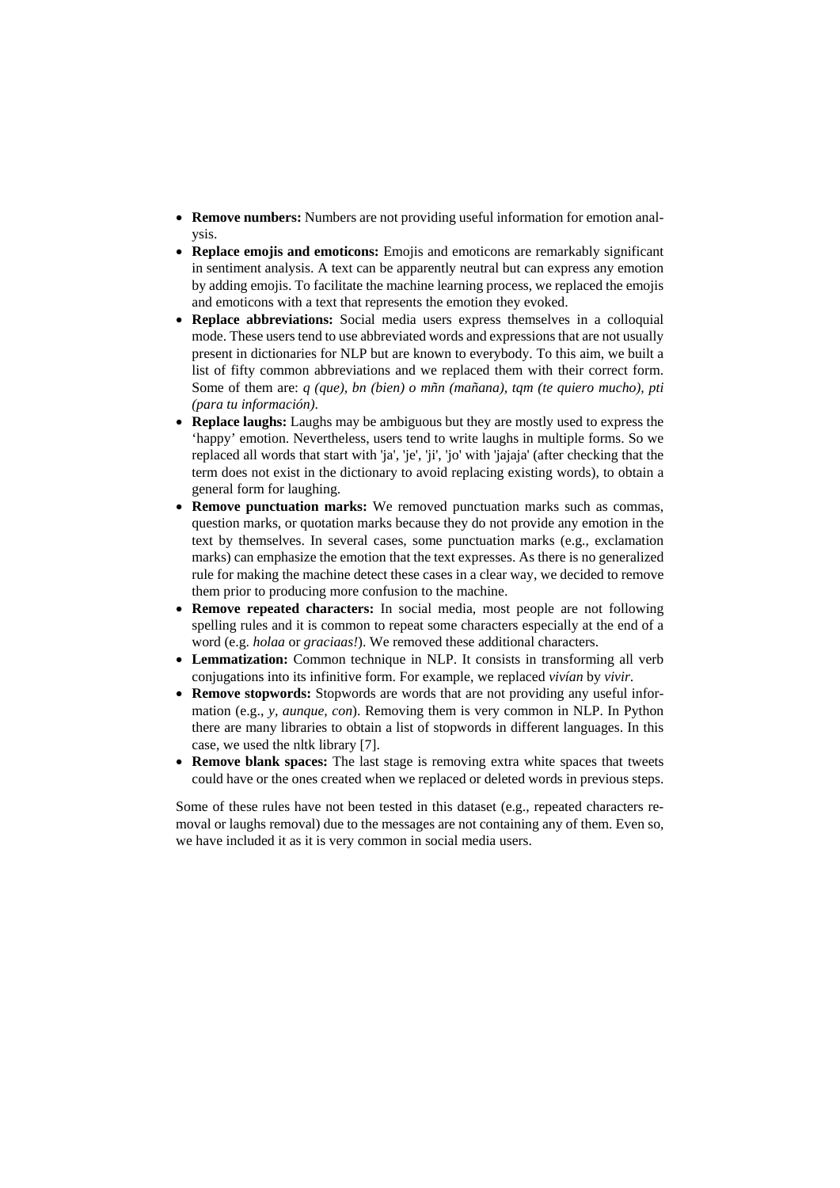- **Remove numbers:** Numbers are not providing useful information for emotion analysis.
- **Replace emojis and emoticons:** Emojis and emoticons are remarkably significant in sentiment analysis. A text can be apparently neutral but can express any emotion by adding emojis. To facilitate the machine learning process, we replaced the emojis and emoticons with a text that represents the emotion they evoked.
- **Replace abbreviations:** Social media users express themselves in a colloquial mode. These users tend to use abbreviated words and expressions that are not usually present in dictionaries for NLP but are known to everybody. To this aim, we built a list of fifty common abbreviations and we replaced them with their correct form. Some of them are: *q (que), bn (bien) o mñn (mañana), tqm (te quiero mucho), pti (para tu información)*.
- **Replace laughs:** Laughs may be ambiguous but they are mostly used to express the 'happy' emotion. Nevertheless, users tend to write laughs in multiple forms. So we replaced all words that start with 'ja', 'je', 'ji', 'jo' with 'jajaja' (after checking that the term does not exist in the dictionary to avoid replacing existing words), to obtain a general form for laughing.
- **Remove punctuation marks:** We removed punctuation marks such as commas, question marks, or quotation marks because they do not provide any emotion in the text by themselves. In several cases, some punctuation marks (e.g., exclamation marks) can emphasize the emotion that the text expresses. As there is no generalized rule for making the machine detect these cases in a clear way, we decided to remove them prior to producing more confusion to the machine.
- **Remove repeated characters:** In social media, most people are not following spelling rules and it is common to repeat some characters especially at the end of a word (e.g. *holaa* or *graciaas!*). We removed these additional characters.
- **Lemmatization:** Common technique in NLP. It consists in transforming all verb conjugations into its infinitive form. For example, we replaced *vivían* by *vivir*.
- **Remove stopwords:** Stopwords are words that are not providing any useful information (e.g., *y, aunque, con*). Removing them is very common in NLP. In Python there are many libraries to obtain a list of stopwords in different languages. In this case, we used the nltk library [7].
- **Remove blank spaces:** The last stage is removing extra white spaces that tweets could have or the ones created when we replaced or deleted words in previous steps.

Some of these rules have not been tested in this dataset (e.g., repeated characters removal or laughs removal) due to the messages are not containing any of them. Even so, we have included it as it is very common in social media users.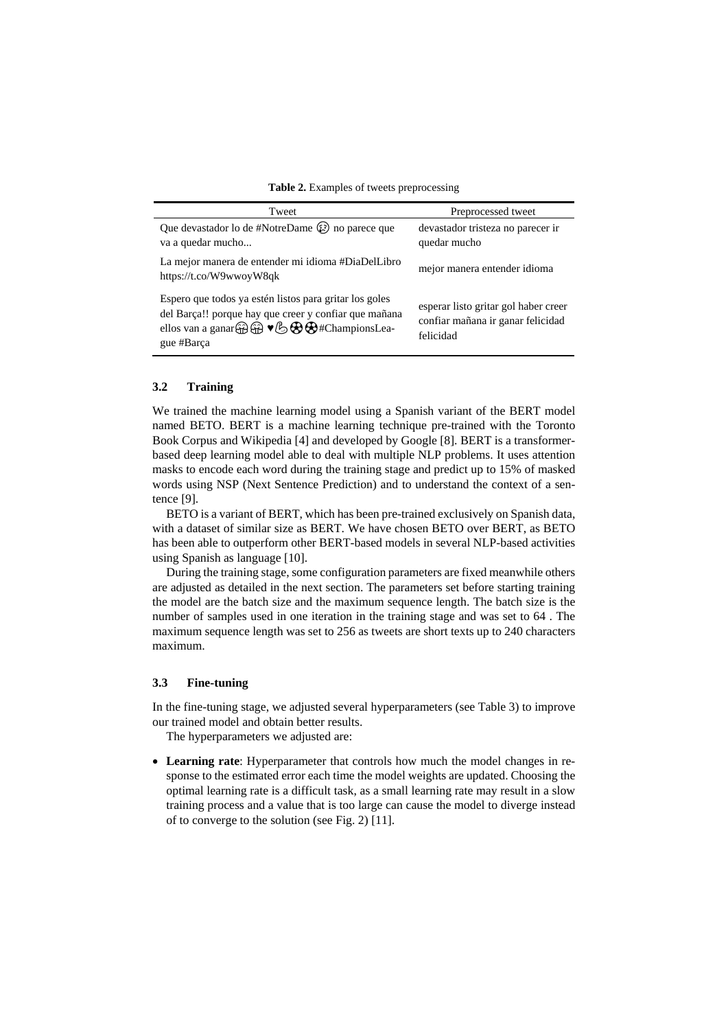**Table 2.** Examples of tweets preprocessing

| Tweet | Preprocessed tweet |
|---|---|
| Que devastador lo de #NotreDame 😢 no parece que va a quedar mucho... | devastador tristeza no parecer ir quedar mucho |
| La mejor manera de entender mi idioma #DiaDelLibro https://t.co/W9wwoyW8qk | mejor manera entender idioma |
| Espero que todos ya estén listos para gritar los goles del Barça!! porque hay que creer y confiar que mañana ellos van a ganar😆😆 ♥💪⚽⚽#ChampionsLeague #Barça | esperar listo gritar gol haber creer confiar mañana ir ganar felicidad felicidad |

### 3.2 Training

We trained the machine learning model using a Spanish variant of the BERT model named BETO. BERT is a machine learning technique pre-trained with the Toronto Book Corpus and Wikipedia [4] and developed by Google [8]. BERT is a transformer-based deep learning model able to deal with multiple NLP problems. It uses attention masks to encode each word during the training stage and predict up to 15% of masked words using NSP (Next Sentence Prediction) and to understand the context of a sentence [9].

BETO is a variant of BERT, which has been pre-trained exclusively on Spanish data, with a dataset of similar size as BERT. We have chosen BETO over BERT, as BETO has been able to outperform other BERT-based models in several NLP-based activities using Spanish as language [10].

During the training stage, some configuration parameters are fixed meanwhile others are adjusted as detailed in the next section. The parameters set before starting training the model are the batch size and the maximum sequence length. The batch size is the number of samples used in one iteration in the training stage and was set to 64 . The maximum sequence length was set to 256 as tweets are short texts up to 240 characters maximum.

### 3.3 Fine-tuning

In the fine-tuning stage, we adjusted several hyperparameters (see Table 3) to improve our trained model and obtain better results.

The hyperparameters we adjusted are:

- **Learning rate**: Hyperparameter that controls how much the model changes in response to the estimated error each time the model weights are updated. Choosing the optimal learning rate is a difficult task, as a small learning rate may result in a slow training process and a value that is too large can cause the model to diverge instead of to converge to the solution (see Fig. 2) [11].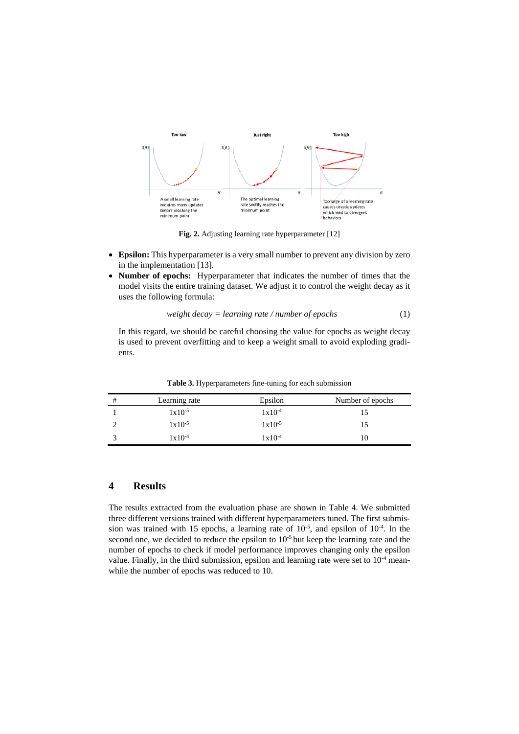**Fig. 2.** Adjusting learning rate hyperparameter [12]

- **Epsilon:** This hyperparameter is a very small number to prevent any division by zero in the implementation [13].
- **Number of epochs:** Hyperparameter that indicates the number of times that the model visits the entire training dataset. We adjust it to control the weight decay as it uses the following formula:

$$weight\ decay = learning\ rate\ /\ number\ of\ epochs \tag{1}$$

In this regard, we should be careful choosing the value for epochs as weight decay is used to prevent overfitting and to keep a weight small to avoid exploding gradients.

**Table 3.** Hyperparameters fine-tuning for each submission

| # | Learning rate | Epsilon | Number of epochs |
|---|---|---|---|
| 1 | $1\text{x}10^{-5}$ | $1\text{x}10^{-4}$ | 15 |
| 2 | $1\text{x}10^{-5}$ | $1\text{x}10^{-5}$ | 15 |
| 3 | $1\text{x}10^{-4}$ | $1\text{x}10^{-4}$ | 10 |

## 4 Results

The results extracted from the evaluation phase are shown in Table 4. We submitted three different versions trained with different hyperparameters tuned. The first submission was trained with 15 epochs, a learning rate of $10^{-5}$, and epsilon of $10^{-4}$. In the second one, we decided to reduce the epsilon to $10^{-5}$ but keep the learning rate and the number of epochs to check if model performance improves changing only the epsilon value. Finally, in the third submission, epsilon and learning rate were set to $10^{-4}$ meanwhile the number of epochs was reduced to 10.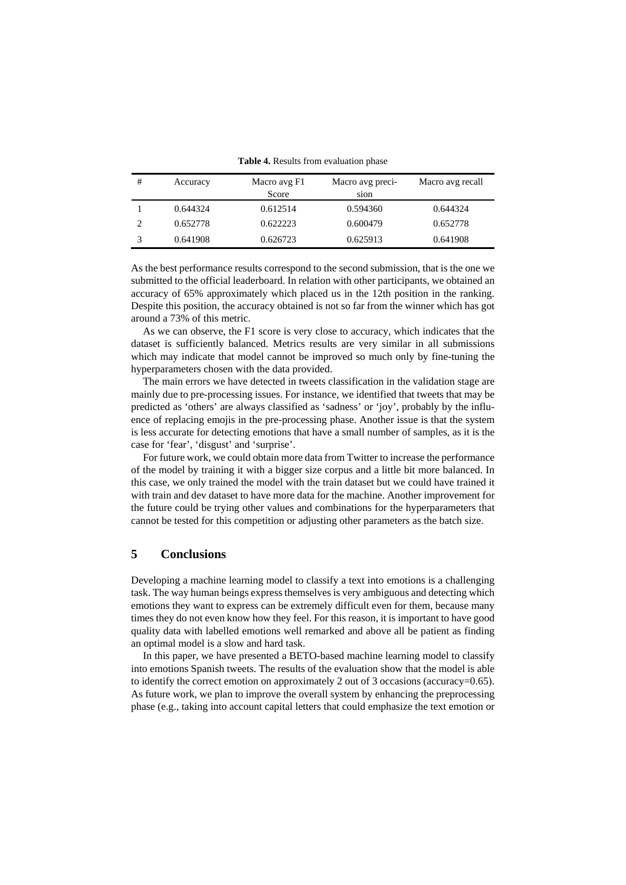**Table 4.** Results from evaluation phase

| # | Accuracy | Macro avg F1 Score | Macro avg precision | Macro avg recall |
|---|---|---|---|---|
| 1 | 0.644324 | 0.612514 | 0.594360 | 0.644324 |
| 2 | 0.652778 | 0.622223 | 0.600479 | 0.652778 |
| 3 | 0.641908 | 0.626723 | 0.625913 | 0.641908 |

As the best performance results correspond to the second submission, that is the one we submitted to the official leaderboard. In relation with other participants, we obtained an accuracy of 65% approximately which placed us in the 12th position in the ranking. Despite this position, the accuracy obtained is not so far from the winner which has got around a 73% of this metric.

As we can observe, the F1 score is very close to accuracy, which indicates that the dataset is sufficiently balanced. Metrics results are very similar in all submissions which may indicate that model cannot be improved so much only by fine-tuning the hyperparameters chosen with the data provided.

The main errors we have detected in tweets classification in the validation stage are mainly due to pre-processing issues. For instance, we identified that tweets that may be predicted as 'others' are always classified as 'sadness' or 'joy', probably by the influence of replacing emojis in the pre-processing phase. Another issue is that the system is less accurate for detecting emotions that have a small number of samples, as it is the case for 'fear', 'disgust' and 'surprise'.

For future work, we could obtain more data from Twitter to increase the performance of the model by training it with a bigger size corpus and a little bit more balanced. In this case, we only trained the model with the train dataset but we could have trained it with train and dev dataset to have more data for the machine. Another improvement for the future could be trying other values and combinations for the hyperparameters that cannot be tested for this competition or adjusting other parameters as the batch size.

## 5 Conclusions

Developing a machine learning model to classify a text into emotions is a challenging task. The way human beings express themselves is very ambiguous and detecting which emotions they want to express can be extremely difficult even for them, because many times they do not even know how they feel. For this reason, it is important to have good quality data with labelled emotions well remarked and above all be patient as finding an optimal model is a slow and hard task.

In this paper, we have presented a BETO-based machine learning model to classify into emotions Spanish tweets. The results of the evaluation show that the model is able to identify the correct emotion on approximately 2 out of 3 occasions (accuracy=0.65). As future work, we plan to improve the overall system by enhancing the preprocessing phase (e.g., taking into account capital letters that could emphasize the text emotion or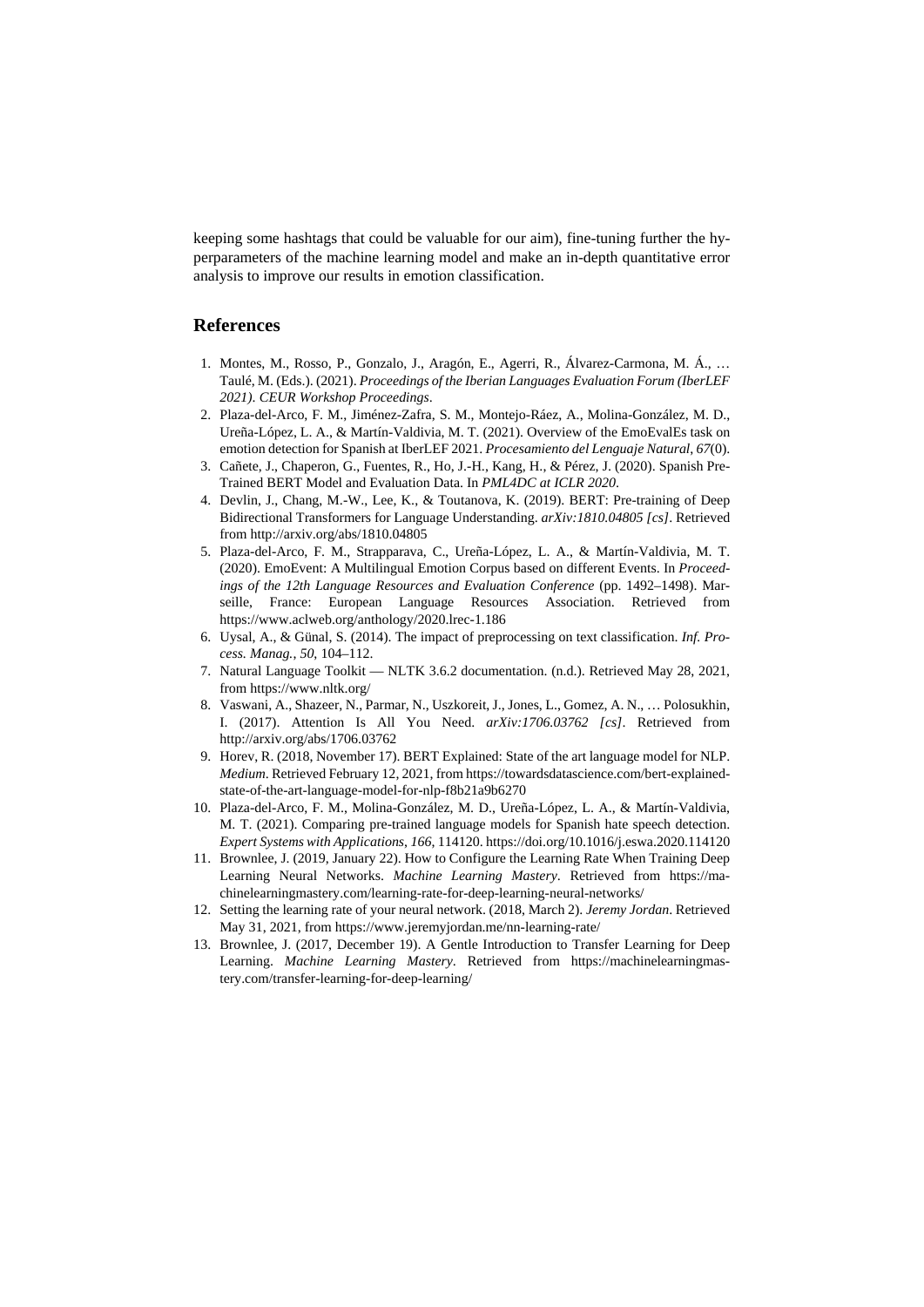keeping some hashtags that could be valuable for our aim), fine-tuning further the hyperparameters of the machine learning model and make an in-depth quantitative error analysis to improve our results in emotion classification.

## References

1. Montes, M., Rosso, P., Gonzalo, J., Aragón, E., Agerri, R., Álvarez-Carmona, M. Á., … Taulé, M. (Eds.). (2021). *Proceedings of the Iberian Languages Evaluation Forum (IberLEF 2021)*. *CEUR Workshop Proceedings*.
2. Plaza-del-Arco, F. M., Jiménez-Zafra, S. M., Montejo-Ráez, A., Molina-González, M. D., Ureña-López, L. A., & Martín-Valdivia, M. T. (2021). Overview of the EmoEvalEs task on emotion detection for Spanish at IberLEF 2021. *Procesamiento del Lenguaje Natural*, *67*(0).
3. Cañete, J., Chaperon, G., Fuentes, R., Ho, J.-H., Kang, H., & Pérez, J. (2020). Spanish Pre-Trained BERT Model and Evaluation Data. In *PML4DC at ICLR 2020*.
4. Devlin, J., Chang, M.-W., Lee, K., & Toutanova, K. (2019). BERT: Pre-training of Deep Bidirectional Transformers for Language Understanding. *arXiv:1810.04805 [cs]*. Retrieved from http://arxiv.org/abs/1810.04805
5. Plaza-del-Arco, F. M., Strapparava, C., Ureña-López, L. A., & Martín-Valdivia, M. T. (2020). EmoEvent: A Multilingual Emotion Corpus based on different Events. In *Proceedings of the 12th Language Resources and Evaluation Conference* (pp. 1492–1498). Marseille, France: European Language Resources Association. Retrieved from https://www.aclweb.org/anthology/2020.lrec-1.186
6. Uysal, A., & Günal, S. (2014). The impact of preprocessing on text classification. *Inf. Process. Manag.*, *50*, 104–112.
7. Natural Language Toolkit — NLTK 3.6.2 documentation. (n.d.). Retrieved May 28, 2021, from https://www.nltk.org/
8. Vaswani, A., Shazeer, N., Parmar, N., Uszkoreit, J., Jones, L., Gomez, A. N., … Polosukhin, I. (2017). Attention Is All You Need. *arXiv:1706.03762 [cs]*. Retrieved from http://arxiv.org/abs/1706.03762
9. Horev, R. (2018, November 17). BERT Explained: State of the art language model for NLP. *Medium*. Retrieved February 12, 2021, from https://towardsdatascience.com/bert-explained-state-of-the-art-language-model-for-nlp-f8b21a9b6270
10. Plaza-del-Arco, F. M., Molina-González, M. D., Ureña-López, L. A., & Martín-Valdivia, M. T. (2021). Comparing pre-trained language models for Spanish hate speech detection. *Expert Systems with Applications*, *166*, 114120. https://doi.org/10.1016/j.eswa.2020.114120
11. Brownlee, J. (2019, January 22). How to Configure the Learning Rate When Training Deep Learning Neural Networks. *Machine Learning Mastery*. Retrieved from https://machinelearningmastery.com/learning-rate-for-deep-learning-neural-networks/
12. Setting the learning rate of your neural network. (2018, March 2). *Jeremy Jordan*. Retrieved May 31, 2021, from https://www.jeremyjordan.me/nn-learning-rate/
13. Brownlee, J. (2017, December 19). A Gentle Introduction to Transfer Learning for Deep Learning. *Machine Learning Mastery*. Retrieved from https://machinelearningmastery.com/transfer-learning-for-deep-learning/